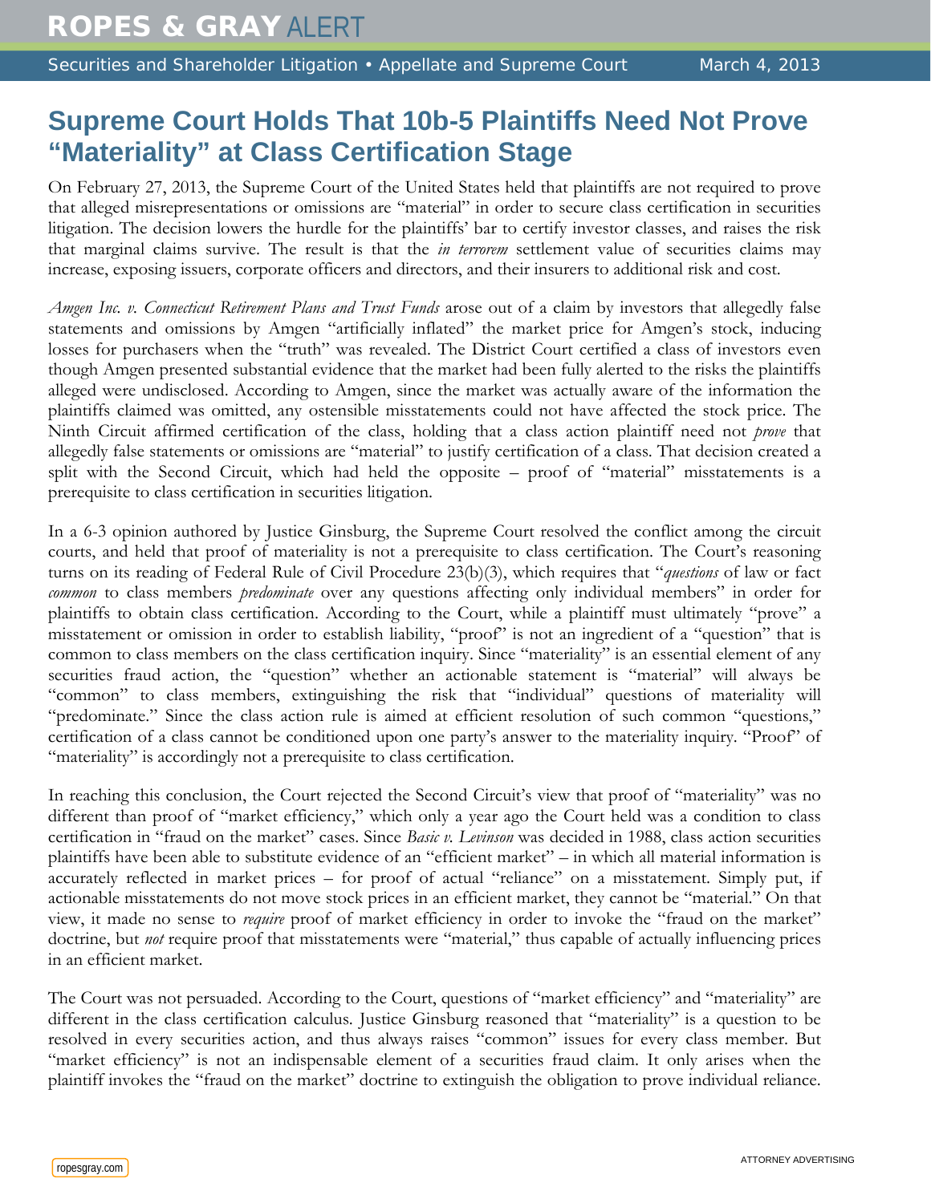# Supreme Court Holds That 10b-5 Plaintiffs Need Not Prove "Materiality" at Class Certification Stage

On February 27, 2013, the Supreme Court of the United States held that plaintiffs are not required to prove that alleged misrepresentations or omissions are "material" in order to secure class certification in securities litigation. The decision lowers the hurdle for the plaintiffs' bar to certify investor classes, and raises the risk that marginal claims survive. The result is that the *in terrorem* settlement value of securities claims may increase, exposing issuers, corporate officers and directors, and their insurers to additional risk and cost.

*Amgen Inc. v. Connecticut Retirement Plans and Trust Funds* arose out of a claim by investors that allegedly false statements and omissions by Amgen "artificially inflated" the market price for Amgen's stock, inducing losses for purchasers when the "truth" was revealed. The District Court certified a class of investors even though Amgen presented substantial evidence that the market had been fully alerted to the risks the plaintiffs alleged were undisclosed. According to Amgen, since the market was actually aware of the information the plaintiffs claimed was omitted, any ostensible misstatements could not have affected the stock price. The Ninth Circuit affirmed certification of the class, holding that a class action plaintiff need not *prove* that allegedly false statements or omissions are "material" to justify certification of a class. That decision created a split with the Second Circuit, which had held the opposite – proof of "material" misstatements is a prerequisite to class certification in securities litigation.

In a 6-3 opinion authored by Justice Ginsburg, the Supreme Court resolved the conflict among the circuit courts, and held that proof of materiality is not a prerequisite to class certification. The Court's reasoning turns on its reading of Federal Rule of Civil Procedure 23(b)(3), which requires that "*questions* of law or fact *common* to class members *predominate* over any questions affecting only individual members" in order for plaintiffs to obtain class certification. According to the Court, while a plaintiff must ultimately "prove" a misstatement or omission in order to establish liability, "proof" is not an ingredient of a "question" that is common to class members on the class certification inquiry. Since "materiality" is an essential element of any securities fraud action, the "question" whether an actionable statement is "material" will always be "common" to class members, extinguishing the risk that "individual" questions of materiality will "predominate." Since the class action rule is aimed at efficient resolution of such common "questions," certification of a class cannot be conditioned upon one party's answer to the materiality inquiry. "Proof" of "materiality" is accordingly not a prerequisite to class certification.

In reaching this conclusion, the Court rejected the Second Circuit's view that proof of "materiality" was no different than proof of "market efficiency," which only a year ago the Court held was a condition to class certification in "fraud on the market" cases. Since *Basic v. Levinson* was decided in 1988, class action securities plaintiffs have been able to substitute evidence of an "efficient market" – in which all material information is accurately reflected in market prices – for proof of actual "reliance" on a misstatement. Simply put, if actionable misstatements do not move stock prices in an efficient market, they cannot be "material." On that view, it made no sense to *require* proof of market efficiency in order to invoke the "fraud on the market" doctrine, but *not* require proof that misstatements were "material," thus capable of actually influencing prices in an efficient market.

The Court was not persuaded. According to the Court, questions of "market efficiency" and "materiality" are different in the class certification calculus. Justice Ginsburg reasoned that "materiality" is a question to be resolved in every securities action, and thus always raises "common" issues for every class member. But "market efficiency" is not an indispensable element of a securities fraud claim. It only arises when the plaintiff invokes the "fraud on the market" doctrine to extinguish the obligation to prove individual reliance.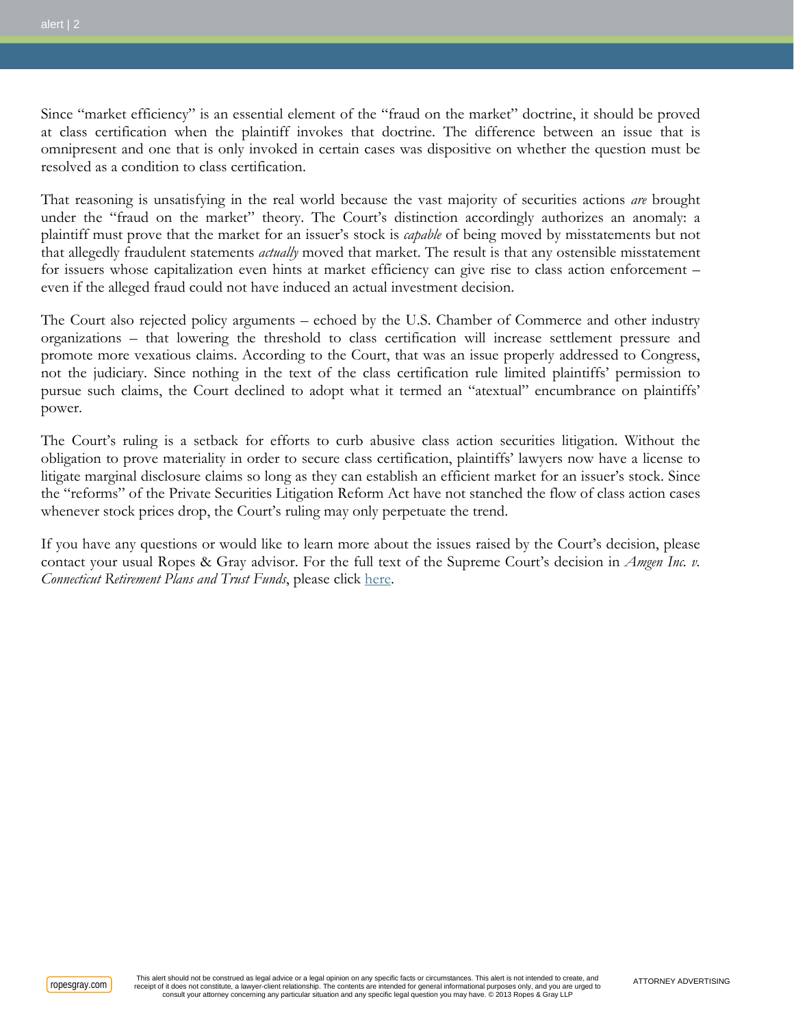Since "market efficiency" is an essential element of the "fraud on the market" doctrine, it should be proved at class certification when the plaintiff invokes that doctrine. The difference between an issue that is omnipresent and one that is only invoked in certain cases was dispositive on whether the question must be resolved as a condition to class certification.

That reasoning is unsatisfying in the real world because the vast majority of securities actions *are* brought under the "fraud on the market" theory. The Court's distinction accordingly authorizes an anomaly: a plaintiff must prove that the market for an issuer's stock is *capable* of being moved by misstatements but not that allegedly fraudulent statements *actually* moved that market. The result is that any ostensible misstatement for issuers whose capitalization even hints at market efficiency can give rise to class action enforcement – even if the alleged fraud could not have induced an actual investment decision.

The Court also rejected policy arguments – echoed by the U.S. Chamber of Commerce and other industry organizations – that lowering the threshold to class certification will increase settlement pressure and promote more vexatious claims. According to the Court, that was an issue properly addressed to Congress, not the judiciary. Since nothing in the text of the class certification rule limited plaintiffs' permission to pursue such claims, the Court declined to adopt what it termed an "atextual" encumbrance on plaintiffs' power.

The Court's ruling is a setback for efforts to curb abusive class action securities litigation. Without the obligation to prove materiality in order to secure class certification, plaintiffs' lawyers now have a license to litigate marginal disclosure claims so long as they can establish an efficient market for an issuer's stock. Since the "reforms" of the Private Securities Litigation Reform Act have not stanched the flow of class action cases whenever stock prices drop, the Court's ruling may only perpetuate the trend.

If you have any questions or would like to learn more about the issues raised by the Court's decision, please contact your usual Ropes & Gray advisor. For the full text of the Supreme Court's decision in *Amgen Inc. v. Connecticut Retirement Plans and Trust Funds*, please click here.

ropesgray.com

This alert should not be construed as legal advice or a legal opinion on any specific facts or circumstances. This alert is not intended to create, and receipt of it does not constitute, a lawyer-client relationship. The contents are intended for general informational purposes only, and you are urged to consult your attorney concerning any particular situation and any specific legal question you may have. © 2013 Ropes & Gray LLP

ATTORNEY ADVERTISING